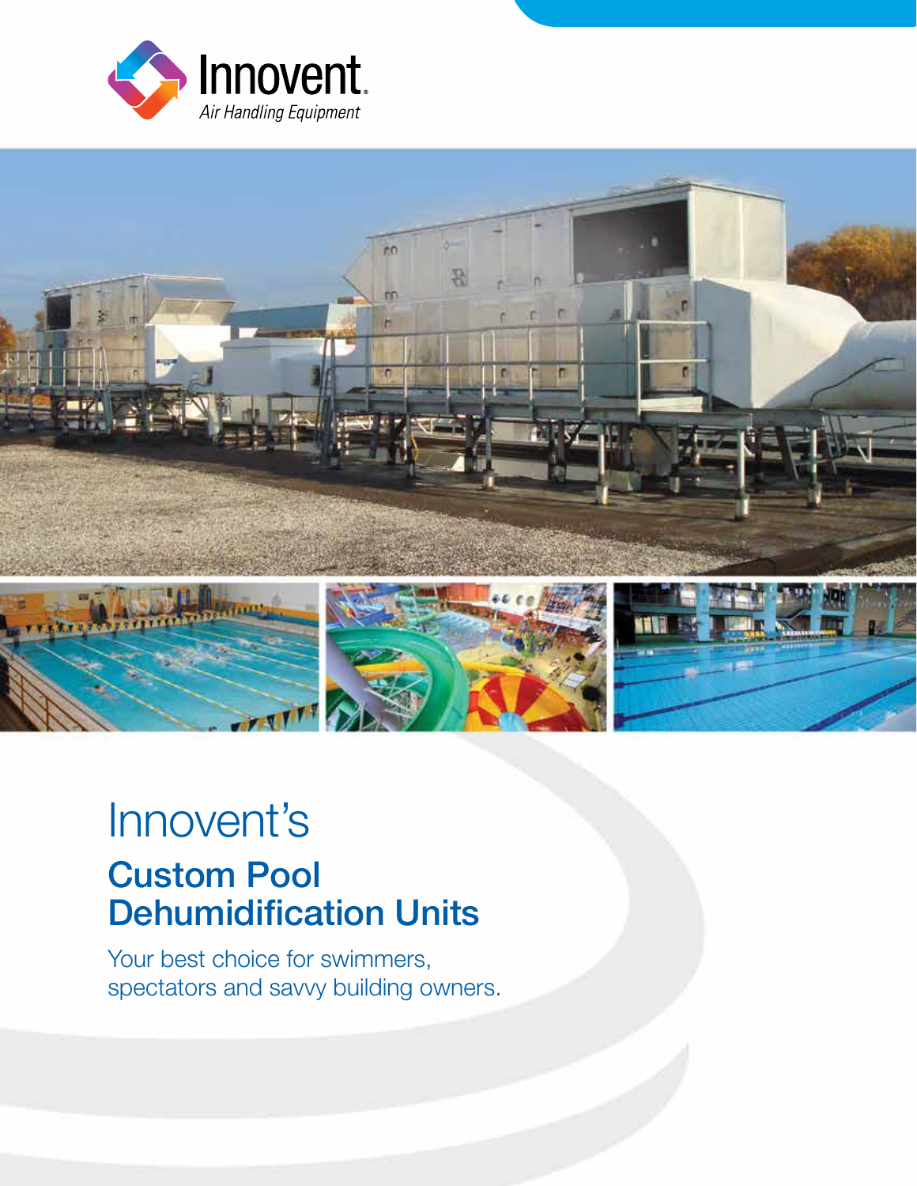Innovent
*Air Handling Equipment*

# Innovent's

## Custom Pool Dehumidification Units

Your best choice for swimmers, spectators and savvy building owners.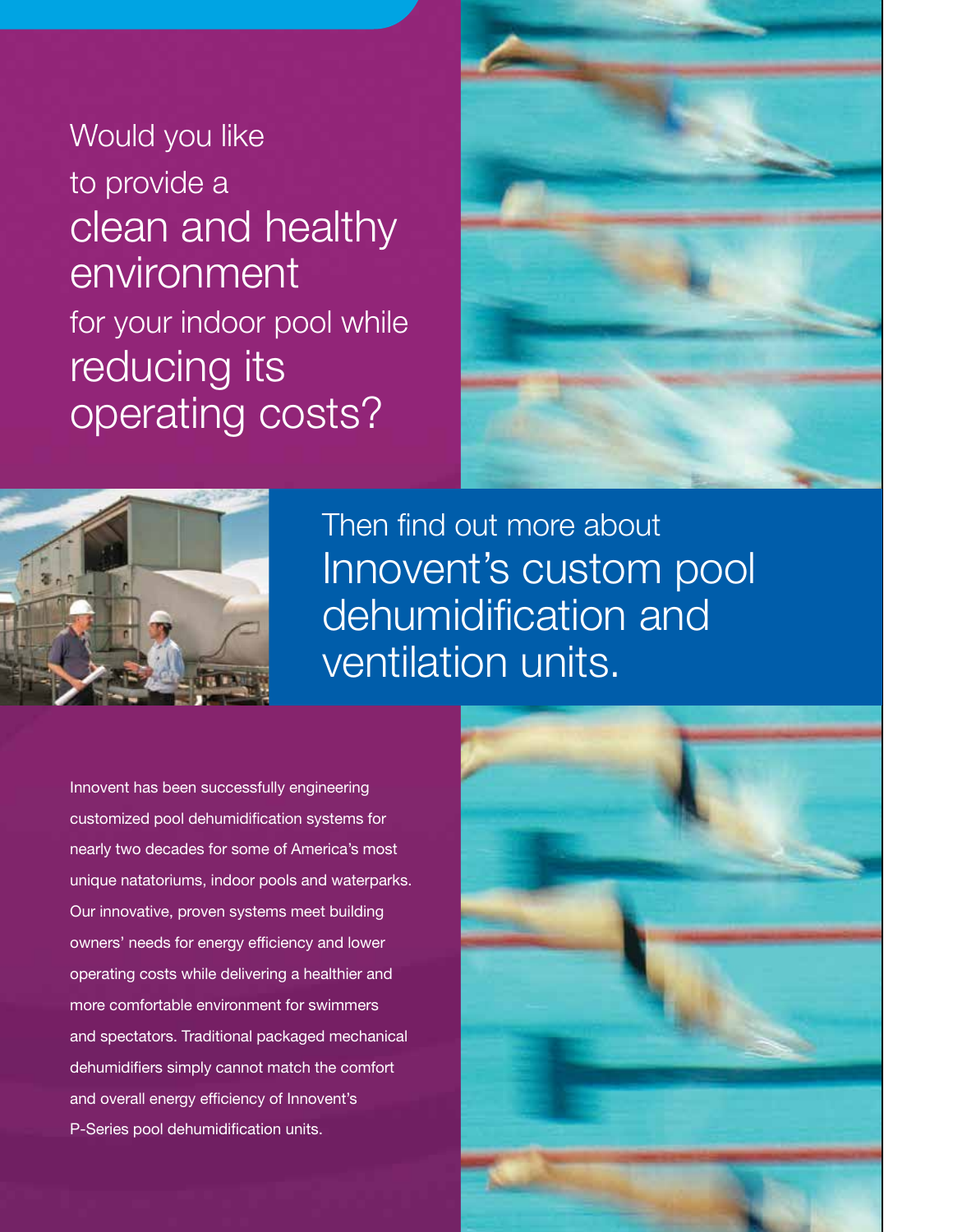# Would you like to provide a clean and healthy environment for your indoor pool while reducing its operating costs?

## Then find out more about Innovent's custom pool dehumidification and ventilation units.

Innovent has been successfully engineering customized pool dehumidification systems for nearly two decades for some of America's most unique natatoriums, indoor pools and waterparks. Our innovative, proven systems meet building owners' needs for energy efficiency and lower operating costs while delivering a healthier and more comfortable environment for swimmers and spectators. Traditional packaged mechanical dehumidifiers simply cannot match the comfort and overall energy efficiency of Innovent's P-Series pool dehumidification units.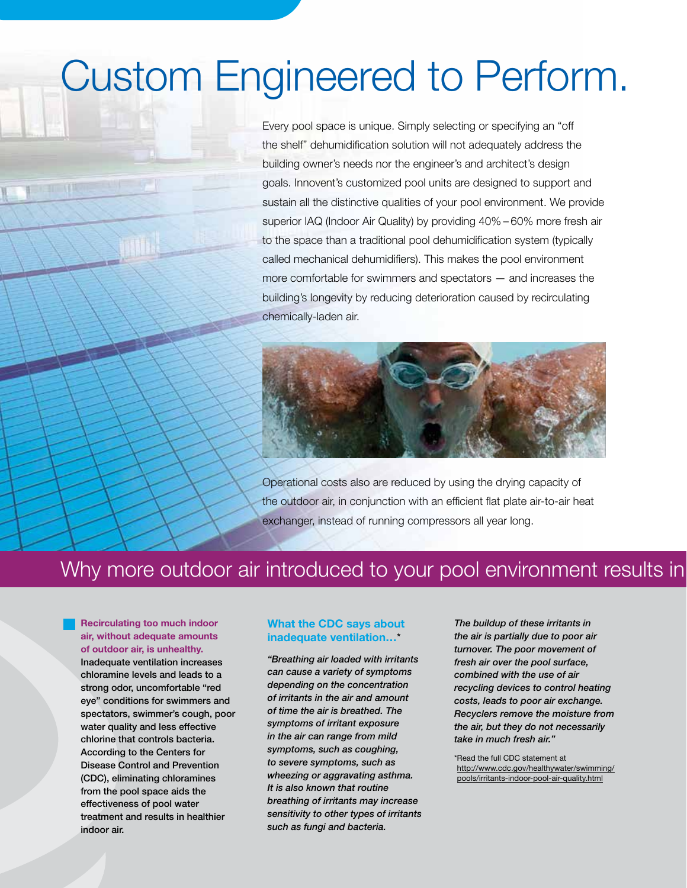# Custom Engineered to Perform.

Every pool space is unique. Simply selecting or specifying an "off the shelf" dehumidification solution will not adequately address the building owner's needs nor the engineer's and architect's design goals. Innovent's customized pool units are designed to support and sustain all the distinctive qualities of your pool environment. We provide superior IAQ (Indoor Air Quality) by providing 40% – 60% more fresh air to the space than a traditional pool dehumidification system (typically called mechanical dehumidifiers). This makes the pool environment more comfortable for swimmers and spectators — and increases the building's longevity by reducing deterioration caused by recirculating chemically-laden air.

Operational costs also are reduced by using the drying capacity of the outdoor air, in conjunction with an efficient flat plate air-to-air heat exchanger, instead of running compressors all year long.

## Why more outdoor air introduced to your pool environment results in

**Recirculating too much indoor air, without adequate amounts of outdoor air, is unhealthy.**

**Inadequate ventilation increases chloramine levels and leads to a strong odor, uncomfortable "red eye" conditions for swimmers and spectators, swimmer's cough, poor water quality and less effective chlorine that controls bacteria. According to the Centers for Disease Control and Prevention (CDC), eliminating chloramines from the pool space aids the effectiveness of pool water treatment and results in healthier indoor air.**

### What the CDC says about inadequate ventilation…*

***"Breathing air loaded with irritants can cause a variety of symptoms depending on the concentration of irritants in the air and amount of time the air is breathed. The symptoms of irritant exposure in the air can range from mild symptoms, such as coughing, to severe symptoms, such as wheezing or aggravating asthma. It is also known that routine breathing of irritants may increase sensitivity to other types of irritants such as fungi and bacteria.***

***The buildup of these irritants in the air is partially due to poor air turnover. The poor movement of fresh air over the pool surface, combined with the use of air recycling devices to control heating costs, leads to poor air exchange. Recyclers remove the moisture from the air, but they do not necessarily take in much fresh air."***

*Read the full CDC statement at http://www.cdc.gov/healthywater/swimming/pools/irritants-indoor-pool-air-quality.html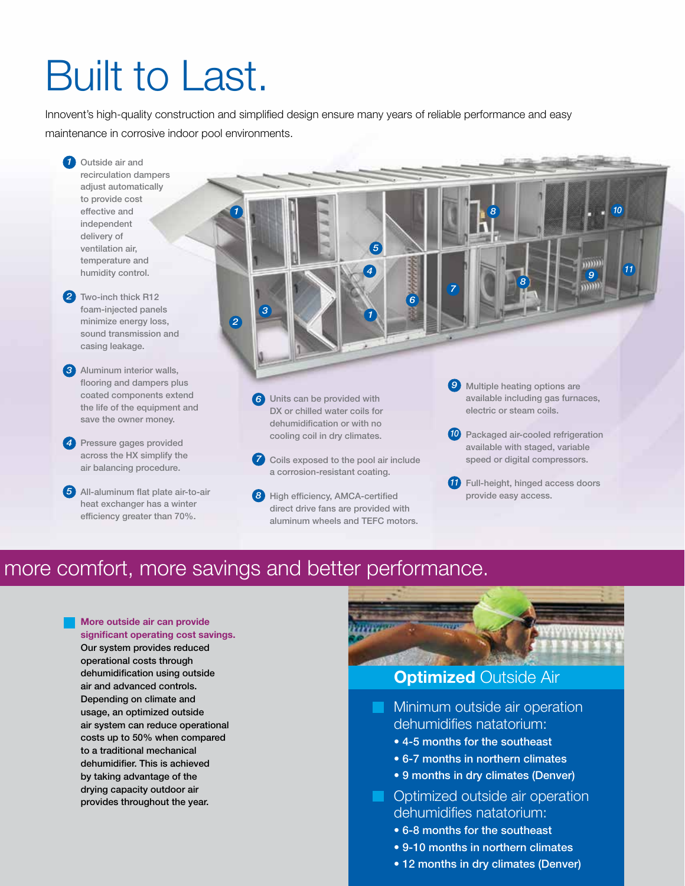# Built to Last.

Innovent's high-quality construction and simplified design ensure many years of reliable performance and easy maintenance in corrosive indoor pool environments.

1. Outside air and recirculation dampers adjust automatically to provide cost effective and independent delivery of ventilation air, temperature and humidity control.
2. Two-inch thick R12 foam-injected panels minimize energy loss, sound transmission and casing leakage.
3. Aluminum interior walls, flooring and dampers plus coated components extend the life of the equipment and save the owner money.
4. Pressure gages provided across the HX simplify the air balancing procedure.
5. All-aluminum flat plate air-to-air heat exchanger has a winter efficiency greater than 70%.
6. Units can be provided with DX or chilled water coils for dehumidification or with no cooling coil in dry climates.
7. Coils exposed to the pool air include a corrosion-resistant coating.
8. High efficiency, AMCA-certified direct drive fans are provided with aluminum wheels and TEFC motors.
9. Multiple heating options are available including gas furnaces, electric or steam coils.
10. Packaged air-cooled refrigeration available with staged, variable speed or digital compressors.
11. Full-height, hinged access doors provide easy access.

## more comfort, more savings and better performance.

**More outside air can provide significant operating cost savings.**

Our system provides reduced operational costs through dehumidification using outside air and advanced controls. Depending on climate and usage, an optimized outside air system can reduce operational costs up to 50% when compared to a traditional mechanical dehumidifier. This is achieved by taking advantage of the drying capacity outdoor air provides throughout the year.

### **Optimized** Outside Air

Minimum outside air operation dehumidifies natatorium:

- 4-5 months for the southeast
- 6-7 months in northern climates
- 9 months in dry climates (Denver)

Optimized outside air operation dehumidifies natatorium:

- 6-8 months for the southeast
- 9-10 months in northern climates
- 12 months in dry climates (Denver)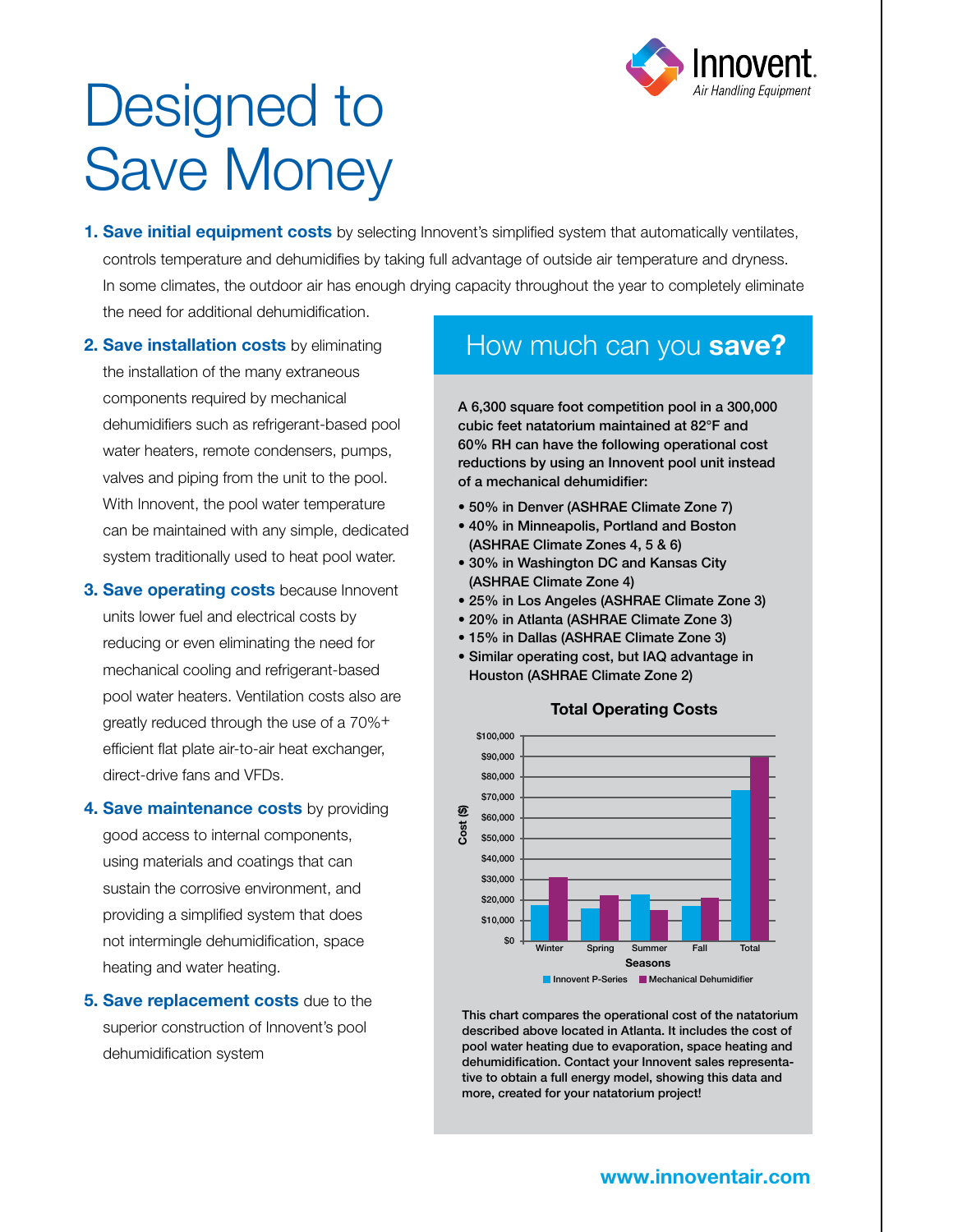# Designed to Save Money

1. **Save initial equipment costs** by selecting Innovent's simplified system that automatically ventilates, controls temperature and dehumidifies by taking full advantage of outside air temperature and dryness. In some climates, the outdoor air has enough drying capacity throughout the year to completely eliminate the need for additional dehumidification.

2. **Save installation costs** by eliminating the installation of the many extraneous components required by mechanical dehumidifiers such as refrigerant-based pool water heaters, remote condensers, pumps, valves and piping from the unit to the pool. With Innovent, the pool water temperature can be maintained with any simple, dedicated system traditionally used to heat pool water.

3. **Save operating costs** because Innovent units lower fuel and electrical costs by reducing or even eliminating the need for mechanical cooling and refrigerant-based pool water heaters. Ventilation costs also are greatly reduced through the use of a 70%+ efficient flat plate air-to-air heat exchanger, direct-drive fans and VFDs.

4. **Save maintenance costs** by providing good access to internal components, using materials and coatings that can sustain the corrosive environment, and providing a simplified system that does not intermingle dehumidification, space heating and water heating.

5. **Save replacement costs** due to the superior construction of Innovent's pool dehumidification system

## How much can you **save?**

A 6,300 square foot competition pool in a 300,000 cubic feet natatorium maintained at 82°F and 60% RH can have the following operational cost reductions by using an Innovent pool unit instead of a mechanical dehumidifier:

- 50% in Denver (ASHRAE Climate Zone 7)
- 40% in Minneapolis, Portland and Boston (ASHRAE Climate Zones 4, 5 & 6)
- 30% in Washington DC and Kansas City (ASHRAE Climate Zone 4)
- 25% in Los Angeles (ASHRAE Climate Zone 3)
- 20% in Atlanta (ASHRAE Climate Zone 3)
- 15% in Dallas (ASHRAE Climate Zone 3)
- Similar operating cost, but IAQ advantage in Houston (ASHRAE Climate Zone 2)

**Total Operating Costs**

| Seasons | Innovent P-Series (approx.) | Mechanical Dehumidifier (approx.) |
|---|---|---|
| Winter | $17,000 | $31,000 |
| Spring | $16,000 | $22,000 |
| Summer | $22,000 | $15,000 |
| Fall | $17,000 | $21,000 |
| Total | $73,000 | $90,000 |

This chart compares the operational cost of the natatorium described above located in Atlanta. It includes the cost of pool water heating due to evaporation, space heating and dehumidification. Contact your Innovent sales representative to obtain a full energy model, showing this data and more, created for your natatorium project!

**www.innoventair.com**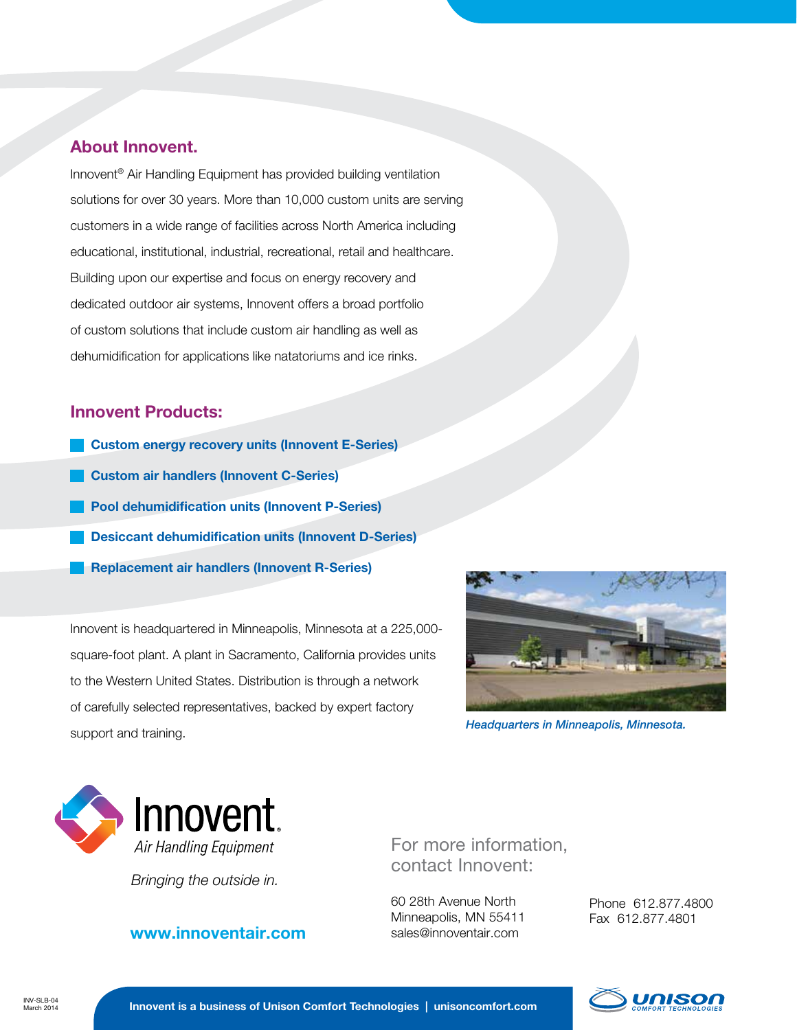## About Innovent.

Innovent® Air Handling Equipment has provided building ventilation solutions for over 30 years. More than 10,000 custom units are serving customers in a wide range of facilities across North America including educational, institutional, industrial, recreational, retail and healthcare. Building upon our expertise and focus on energy recovery and dedicated outdoor air systems, Innovent offers a broad portfolio of custom solutions that include custom air handling as well as dehumidification for applications like natatoriums and ice rinks.

## Innovent Products:

- **Custom energy recovery units (Innovent E-Series)**
- **Custom air handlers (Innovent C-Series)**
- **Pool dehumidification units (Innovent P-Series)**
- **Desiccant dehumidification units (Innovent D-Series)**
- **Replacement air handlers (Innovent R-Series)**

Innovent is headquartered in Minneapolis, Minnesota at a 225,000-square-foot plant. A plant in Sacramento, California provides units to the Western United States. Distribution is through a network of carefully selected representatives, backed by expert factory support and training.

*Headquarters in Minneapolis, Minnesota.*

Innovent
Air Handling Equipment

*Bringing the outside in.*

**www.innoventair.com**

For more information, contact Innovent:

60 28th Avenue North
Minneapolis, MN 55411
sales@innoventair.com

Phone 612.877.4800
Fax 612.877.4801

INV-SLB-04
March 2014

**Innovent is a business of Unison Comfort Technologies | unisoncomfort.com**

UNISON COMFORT TECHNOLOGIES